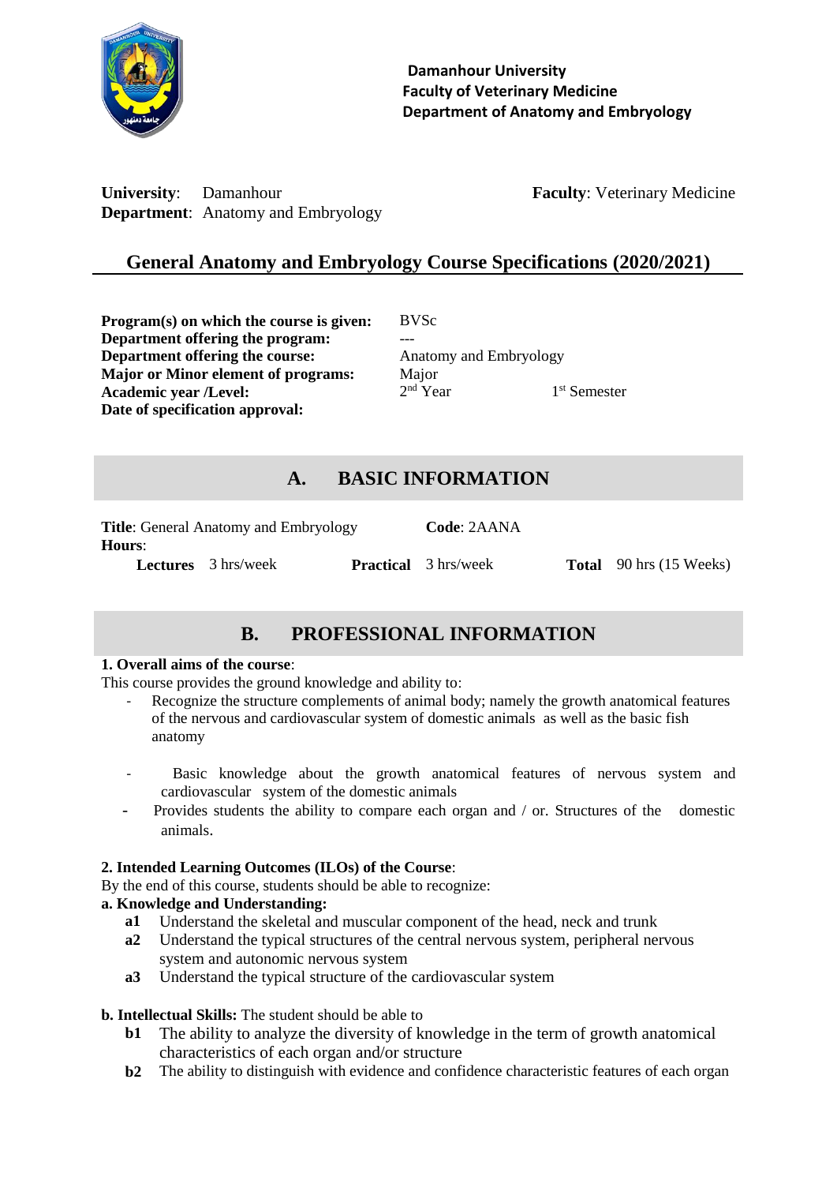**Damanhour University**
**Faculty of Veterinary Medicine**
**Department of Anatomy and Embryology**

**University**: Damanhour **Faculty**: Veterinary Medicine
**Department**: Anatomy and Embryology

# General Anatomy and Embryology Course Specifications (2020/2021)

| | | |
|---|---|---|
| **Program(s) on which the course is given:** | BVSc | |
| **Department offering the program:** | --- | |
| **Department offering the course:** | Anatomy and Embryology | |
| **Major or Minor element of programs:** | Major | |
| **Academic year /Level:** | 2nd Year | 1st Semester |
| **Date of specification approval:** | | |

## A. BASIC INFORMATION

**Title**: General Anatomy and Embryology **Code**: 2AANA

**Hours**:

**Lectures** 3 hrs/week **Practical** 3 hrs/week **Total** 90 hrs (15 Weeks)

## B. PROFESSIONAL INFORMATION

**1. Overall aims of the course**:

This course provides the ground knowledge and ability to:

- Recognize the structure complements of animal body; namely the growth anatomical features of the nervous and cardiovascular system of domestic animals as well as the basic fish anatomy
- Basic knowledge about the growth anatomical features of nervous system and cardiovascular system of the domestic animals
- Provides students the ability to compare each organ and / or. Structures of the domestic animals.

**2. Intended Learning Outcomes (ILOs) of the Course**:

By the end of this course, students should be able to recognize:

**a. Knowledge and Understanding:**

- **a1** Understand the skeletal and muscular component of the head, neck and trunk
- **a2** Understand the typical structures of the central nervous system, peripheral nervous system and autonomic nervous system
- **a3** Understand the typical structure of the cardiovascular system

**b. Intellectual Skills:** The student should be able to

- **b1** The ability to analyze the diversity of knowledge in the term of growth anatomical characteristics of each organ and/or structure
- **b2** The ability to distinguish with evidence and confidence characteristic features of each organ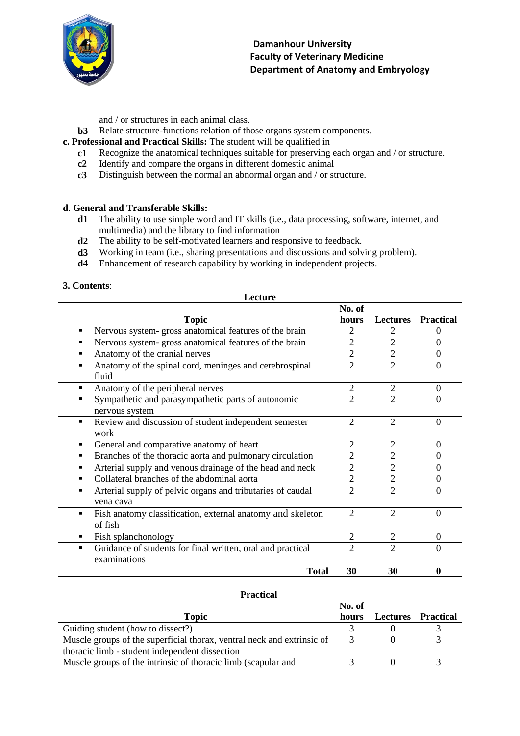and / or structures in each animal class.

- **b3** Relate structure-functions relation of those organs system components.

**c. Professional and Practical Skills:** The student will be qualified in

- **c1** Recognize the anatomical techniques suitable for preserving each organ and / or structure.
- **c2** Identify and compare the organs in different domestic animal
- **c3** Distinguish between the normal an abnormal organ and / or structure.

**d. General and Transferable Skills:**

- **d1** The ability to use simple word and IT skills (i.e., data processing, software, internet, and multimedia) and the library to find information
- **d2** The ability to be self-motivated learners and responsive to feedback.
- **d3** Working in team (i.e., sharing presentations and discussions and solving problem).
- **d4** Enhancement of research capability by working in independent projects.

**3. Contents**:

**Lecture**

| Topic | No. of hours | Lectures | Practical |
|---|---|---|---|
| ▪ Nervous system- gross anatomical features of the brain | 2 | 2 | 0 |
| ▪ Nervous system- gross anatomical features of the brain | 2 | 2 | 0 |
| ▪ Anatomy of the cranial nerves | 2 | 2 | 0 |
| ▪ Anatomy of the spinal cord, meninges and cerebrospinal fluid | 2 | 2 | 0 |
| ▪ Anatomy of the peripheral nerves | 2 | 2 | 0 |
| ▪ Sympathetic and parasympathetic parts of autonomic nervous system | 2 | 2 | 0 |
| ▪ Review and discussion of student independent semester work | 2 | 2 | 0 |
| ▪ General and comparative anatomy of heart | 2 | 2 | 0 |
| ▪ Branches of the thoracic aorta and pulmonary circulation | 2 | 2 | 0 |
| ▪ Arterial supply and venous drainage of the head and neck | 2 | 2 | 0 |
| ▪ Collateral branches of the abdominal aorta | 2 | 2 | 0 |
| ▪ Arterial supply of pelvic organs and tributaries of caudal vena cava | 2 | 2 | 0 |
| ▪ Fish anatomy classification, external anatomy and skeleton of fish | 2 | 2 | 0 |
| ▪ Fish splanchonology | 2 | 2 | 0 |
| ▪ Guidance of students for final written, oral and practical examinations | 2 | 2 | 0 |
| **Total** | **30** | **30** | **0** |

**Practical**

| Topic | No. of hours | Lectures | Practical |
|---|---|---|---|
| Guiding student (how to dissect?) | 3 | 0 | 3 |
| Muscle groups of the superficial thorax, ventral neck and extrinsic of thoracic limb - student independent dissection | 3 | 0 | 3 |
| Muscle groups of the intrinsic of thoracic limb (scapular and | 3 | 0 | 3 |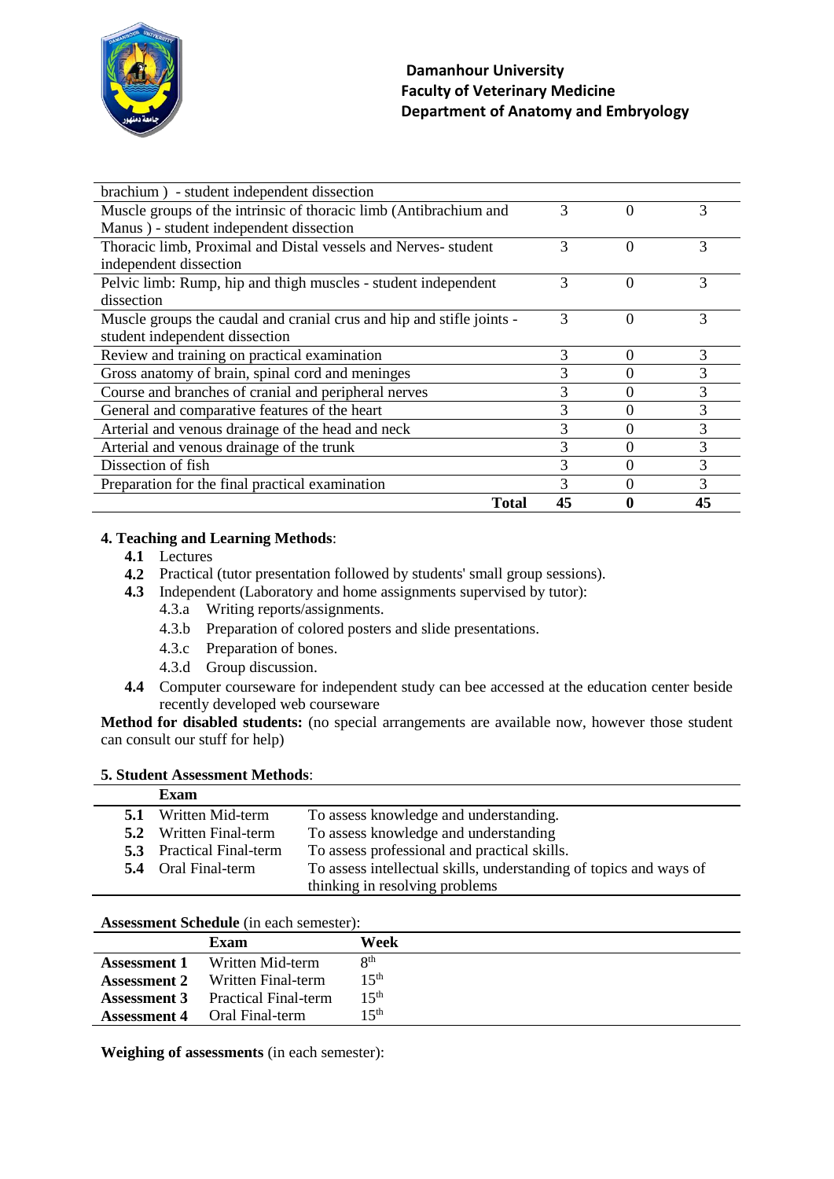| | | | |
|---|---|---|---|
| brachium ) - student independent dissection | | | |
| Muscle groups of the intrinsic of thoracic limb (Antibrachium and Manus ) - student independent dissection | 3 | 0 | 3 |
| Thoracic limb, Proximal and Distal vessels and Nerves- student independent dissection | 3 | 0 | 3 |
| Pelvic limb: Rump, hip and thigh muscles - student independent dissection | 3 | 0 | 3 |
| Muscle groups the caudal and cranial crus and hip and stifle joints - student independent dissection | 3 | 0 | 3 |
| Review and training on practical examination | 3 | 0 | 3 |
| Gross anatomy of brain, spinal cord and meninges | 3 | 0 | 3 |
| Course and branches of cranial and peripheral nerves | 3 | 0 | 3 |
| General and comparative features of the heart | 3 | 0 | 3 |
| Arterial and venous drainage of the head and neck | 3 | 0 | 3 |
| Arterial and venous drainage of the trunk | 3 | 0 | 3 |
| Dissection of fish | 3 | 0 | 3 |
| Preparation for the final practical examination | 3 | 0 | 3 |
| **Total** | **45** | **0** | **45** |

**4. Teaching and Learning Methods**:

- **4.1** Lectures
- **4.2** Practical (tutor presentation followed by students' small group sessions).
- **4.3** Independent (Laboratory and home assignments supervised by tutor):
  - 4.3.a Writing reports/assignments.
  - 4.3.b Preparation of colored posters and slide presentations.
  - 4.3.c Preparation of bones.
  - 4.3.d Group discussion.
- **4.4** Computer courseware for independent study can bee accessed at the education center beside recently developed web courseware

**Method for disabled students:** (no special arrangements are available now, however those student can consult our stuff for help)

**5. Student Assessment Methods**:

| | Exam | |
|---|---|---|
| **5.1** | Written Mid-term | To assess knowledge and understanding. |
| **5.2** | Written Final-term | To assess knowledge and understanding |
| **5.3** | Practical Final-term | To assess professional and practical skills. |
| **5.4** | Oral Final-term | To assess intellectual skills, understanding of topics and ways of thinking in resolving problems |

**Assessment Schedule** (in each semester):

| | Exam | Week |
|---|---|---|
| **Assessment 1** | Written Mid-term | 8th |
| **Assessment 2** | Written Final-term | 15th |
| **Assessment 3** | Practical Final-term | 15th |
| **Assessment 4** | Oral Final-term | 15th |

**Weighing of assessments** (in each semester):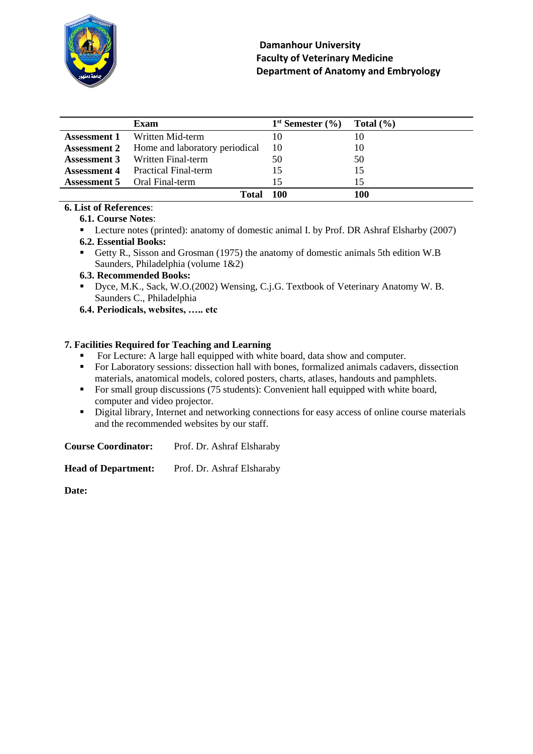**Damanhour University**
**Faculty of Veterinary Medicine**
**Department of Anatomy and Embryology**

| | Exam | 1st Semester (%) | Total (%) |
|---|---|---|---|
| **Assessment 1** | Written Mid-term | 10 | 10 |
| **Assessment 2** | Home and laboratory periodical | 10 | 10 |
| **Assessment 3** | Written Final-term | 50 | 50 |
| **Assessment 4** | Practical Final-term | 15 | 15 |
| **Assessment 5** | Oral Final-term | 15 | 15 |
| | **Total** | **100** | **100** |

**6. List of References**:

**6.1. Course Notes**:

- Lecture notes (printed): anatomy of domestic animal I. by Prof. DR Ashraf Elsharby (2007)

**6.2. Essential Books:**

- Getty R., Sisson and Grosman (1975) the anatomy of domestic animals 5th edition W.B Saunders, Philadelphia (volume 1&2)

**6.3. Recommended Books:**

- Dyce, M.K., Sack, W.O.(2002) Wensing, C.j.G. Textbook of Veterinary Anatomy W. B. Saunders C., Philadelphia

**6.4. Periodicals, websites, ….. etc**

**7. Facilities Required for Teaching and Learning**

- For Lecture: A large hall equipped with white board, data show and computer.
- For Laboratory sessions: dissection hall with bones, formalized animals cadavers, dissection materials, anatomical models, colored posters, charts, atlases, handouts and pamphlets.
- For small group discussions (75 students): Convenient hall equipped with white board, computer and video projector.
- Digital library, Internet and networking connections for easy access of online course materials and the recommended websites by our staff.

**Course Coordinator:** Prof. Dr. Ashraf Elsharaby

**Head of Department:** Prof. Dr. Ashraf Elsharaby

**Date:**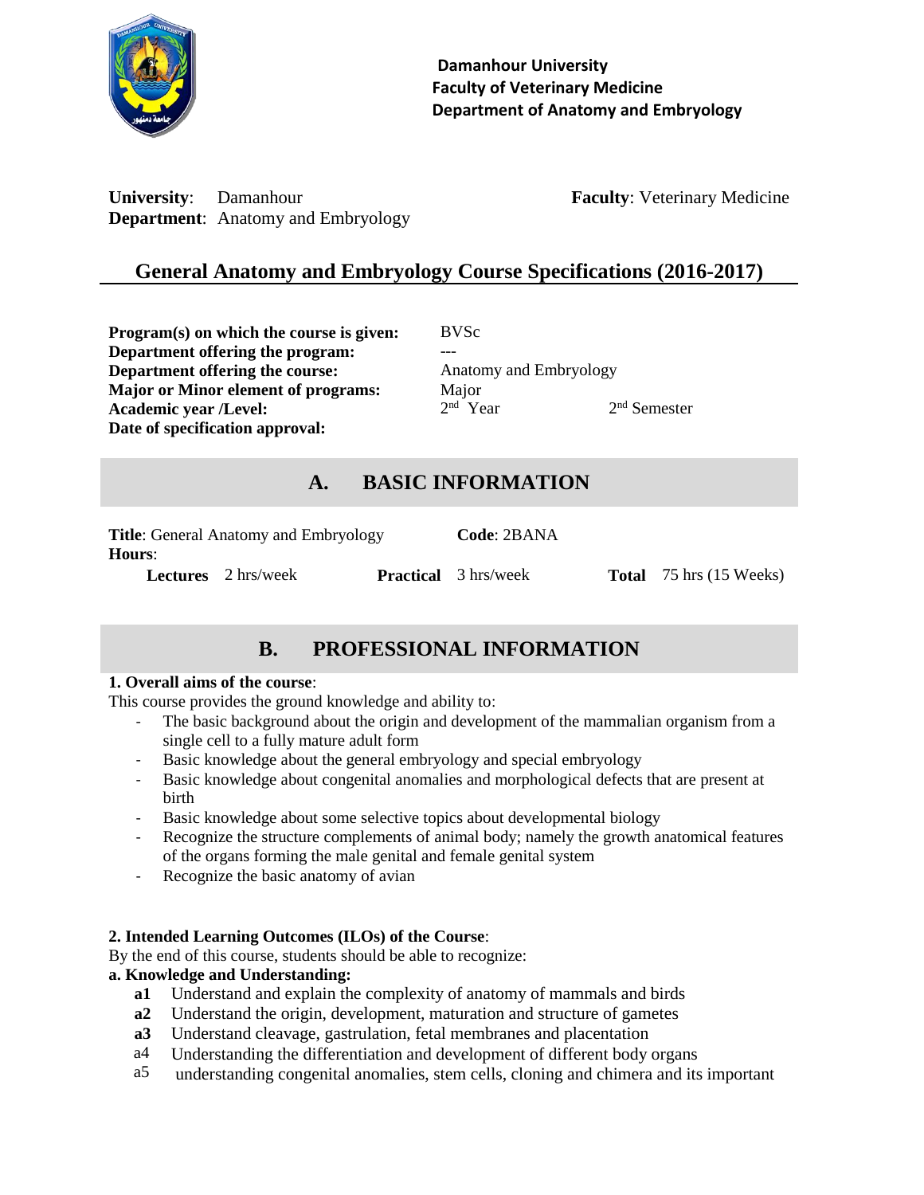**Damanhour University**
**Faculty of Veterinary Medicine**
**Department of Anatomy and Embryology**

**University**: Damanhour **Faculty**: Veterinary Medicine
**Department**: Anatomy and Embryology

## General Anatomy and Embryology Course Specifications (2016-2017)

**Program(s) on which the course is given:** BVSc
**Department offering the program:** ---
**Department offering the course:** Anatomy and Embryology
**Major or Minor element of programs:** Major
**Academic year /Level:** 2nd Year 2nd Semester
**Date of specification approval:**

## A. BASIC INFORMATION

**Title**: General Anatomy and Embryology **Code**: 2BANA
**Hours**:
**Lectures** 2 hrs/week **Practical** 3 hrs/week **Total** 75 hrs (15 Weeks)

## B. PROFESSIONAL INFORMATION

**1. Overall aims of the course**:
This course provides the ground knowledge and ability to:

- The basic background about the origin and development of the mammalian organism from a single cell to a fully mature adult form
- Basic knowledge about the general embryology and special embryology
- Basic knowledge about congenital anomalies and morphological defects that are present at birth
- Basic knowledge about some selective topics about developmental biology
- Recognize the structure complements of animal body; namely the growth anatomical features of the organs forming the male genital and female genital system
- Recognize the basic anatomy of avian

**2. Intended Learning Outcomes (ILOs) of the Course**:
By the end of this course, students should be able to recognize:
**a. Knowledge and Understanding:**

- **a1** Understand and explain the complexity of anatomy of mammals and birds
- **a2** Understand the origin, development, maturation and structure of gametes
- **a3** Understand cleavage, gastrulation, fetal membranes and placentation
- a4 Understanding the differentiation and development of different body organs
- a5 understanding congenital anomalies, stem cells, cloning and chimera and its important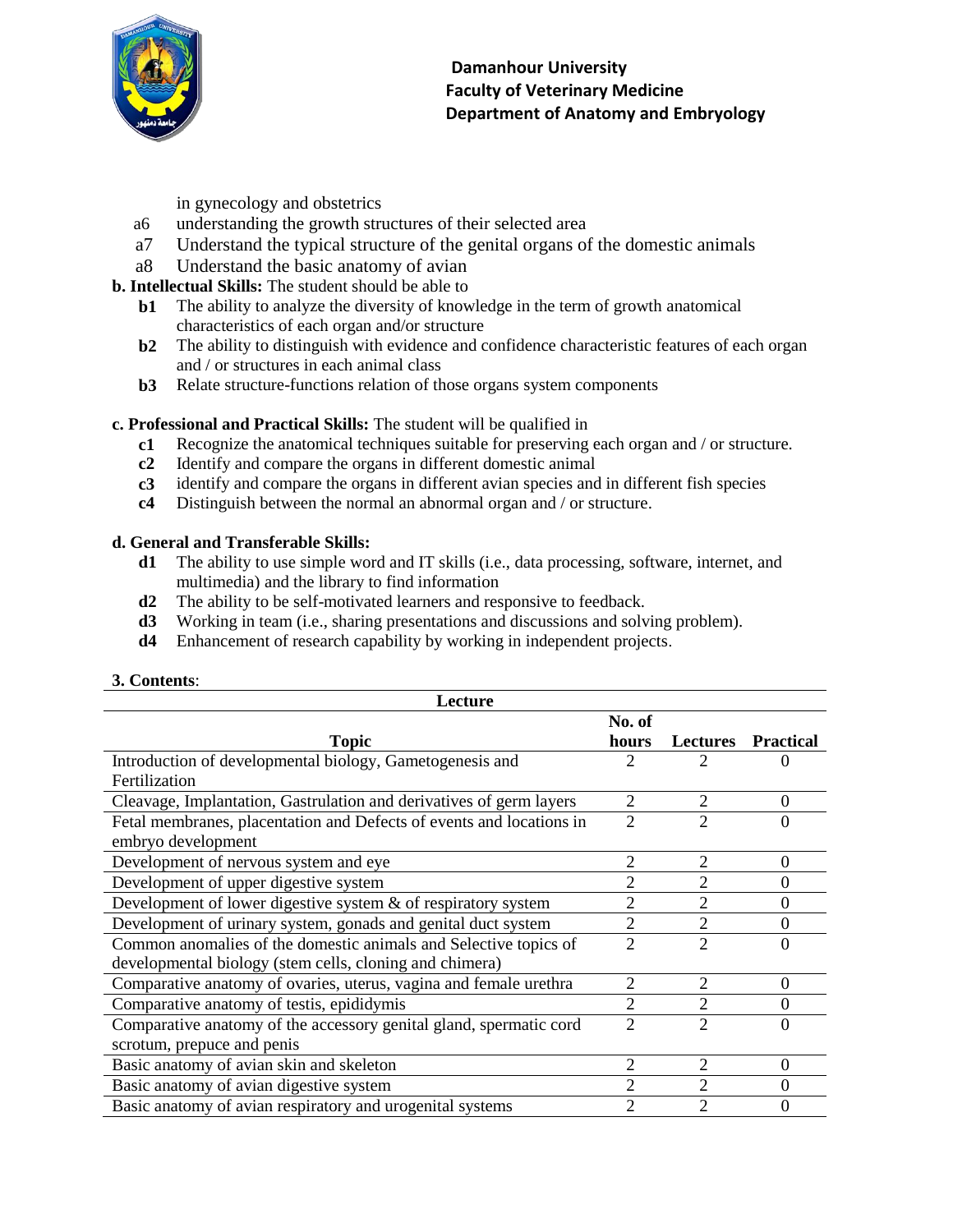in gynecology and obstetrics

- a6 understanding the growth structures of their selected area
- a7 Understand the typical structure of the genital organs of the domestic animals
- a8 Understand the basic anatomy of avian

**b. Intellectual Skills:** The student should be able to

- **b1** The ability to analyze the diversity of knowledge in the term of growth anatomical characteristics of each organ and/or structure
- **b2** The ability to distinguish with evidence and confidence characteristic features of each organ and / or structures in each animal class
- **b3** Relate structure-functions relation of those organs system components

**c. Professional and Practical Skills:** The student will be qualified in

- **c1** Recognize the anatomical techniques suitable for preserving each organ and / or structure.
- **c2** Identify and compare the organs in different domestic animal
- **c3** identify and compare the organs in different avian species and in different fish species
- **c4** Distinguish between the normal an abnormal organ and / or structure.

**d. General and Transferable Skills:**

- **d1** The ability to use simple word and IT skills (i.e., data processing, software, internet, and multimedia) and the library to find information
- **d2** The ability to be self-motivated learners and responsive to feedback.
- **d3** Working in team (i.e., sharing presentations and discussions and solving problem).
- **d4** Enhancement of research capability by working in independent projects.

**3. Contents**:

| Lecture | | | |
|---|---|---|---|
| **Topic** | **No. of hours** | **Lectures** | **Practical** |
| Introduction of developmental biology, Gametogenesis and Fertilization | 2 | 2 | 0 |
| Cleavage, Implantation, Gastrulation and derivatives of germ layers | 2 | 2 | 0 |
| Fetal membranes, placentation and Defects of events and locations in embryo development | 2 | 2 | 0 |
| Development of nervous system and eye | 2 | 2 | 0 |
| Development of upper digestive system | 2 | 2 | 0 |
| Development of lower digestive system & of respiratory system | 2 | 2 | 0 |
| Development of urinary system, gonads and genital duct system | 2 | 2 | 0 |
| Common anomalies of the domestic animals and Selective topics of developmental biology (stem cells, cloning and chimera) | 2 | 2 | 0 |
| Comparative anatomy of ovaries, uterus, vagina and female urethra | 2 | 2 | 0 |
| Comparative anatomy of testis, epididymis | 2 | 2 | 0 |
| Comparative anatomy of the accessory genital gland, spermatic cord scrotum, prepuce and penis | 2 | 2 | 0 |
| Basic anatomy of avian skin and skeleton | 2 | 2 | 0 |
| Basic anatomy of avian digestive system | 2 | 2 | 0 |
| Basic anatomy of avian respiratory and urogenital systems | 2 | 2 | 0 |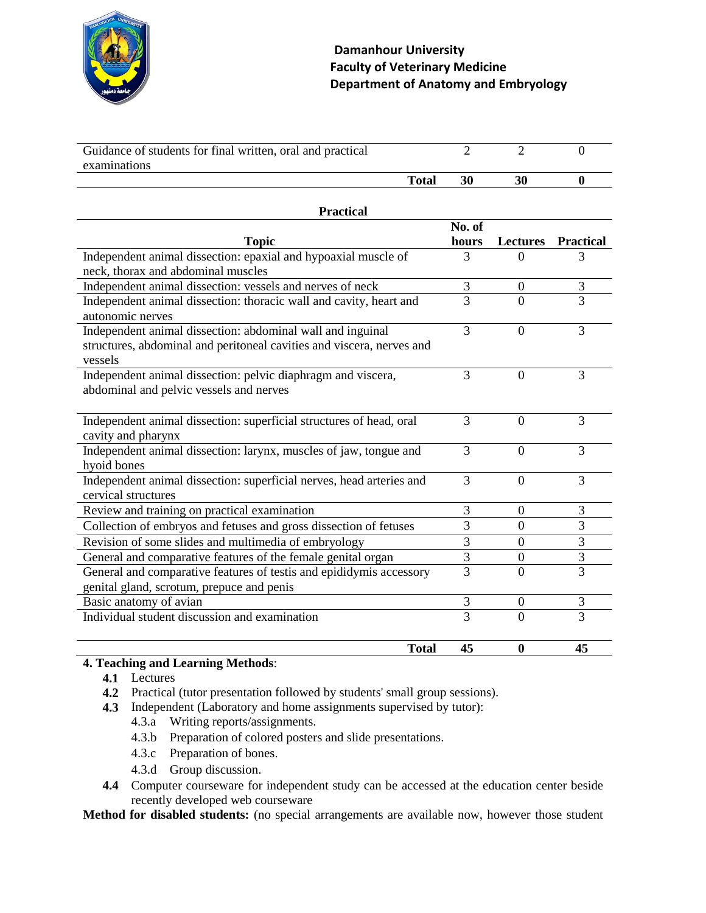| | | | |
|---|---|---|---|
| Guidance of students for final written, oral and practical examinations | 2 | 2 | 0 |
| **Total** | **30** | **30** | **0** |

**Practical**

| Topic | No. of hours | Lectures | Practical |
|---|---|---|---|
| Independent animal dissection: epaxial and hypoaxial muscle of neck, thorax and abdominal muscles | 3 | 0 | 3 |
| Independent animal dissection: vessels and nerves of neck | 3 | 0 | 3 |
| Independent animal dissection: thoracic wall and cavity, heart and autonomic nerves | 3 | 0 | 3 |
| Independent animal dissection: abdominal wall and inguinal structures, abdominal and peritoneal cavities and viscera, nerves and vessels | 3 | 0 | 3 |
| Independent animal dissection: pelvic diaphragm and viscera, abdominal and pelvic vessels and nerves | 3 | 0 | 3 |
| Independent animal dissection: superficial structures of head, oral cavity and pharynx | 3 | 0 | 3 |
| Independent animal dissection: larynx, muscles of jaw, tongue and hyoid bones | 3 | 0 | 3 |
| Independent animal dissection: superficial nerves, head arteries and cervical structures | 3 | 0 | 3 |
| Review and training on practical examination | 3 | 0 | 3 |
| Collection of embryos and fetuses and gross dissection of fetuses | 3 | 0 | 3 |
| Revision of some slides and multimedia of embryology | 3 | 0 | 3 |
| General and comparative features of the female genital organ | 3 | 0 | 3 |
| General and comparative features of testis and epididymis accessory genital gland, scrotum, prepuce and penis | 3 | 0 | 3 |
| Basic anatomy of avian | 3 | 0 | 3 |
| Individual student discussion and examination | 3 | 0 | 3 |
| **Total** | **45** | **0** | **45** |

**4. Teaching and Learning Methods**:

- **4.1** Lectures
- **4.2** Practical (tutor presentation followed by students' small group sessions).
- **4.3** Independent (Laboratory and home assignments supervised by tutor):
  - 4.3.a Writing reports/assignments.
  - 4.3.b Preparation of colored posters and slide presentations.
  - 4.3.c Preparation of bones.
  - 4.3.d Group discussion.
- **4.4** Computer courseware for independent study can be accessed at the education center beside recently developed web courseware

**Method for disabled students:** (no special arrangements are available now, however those student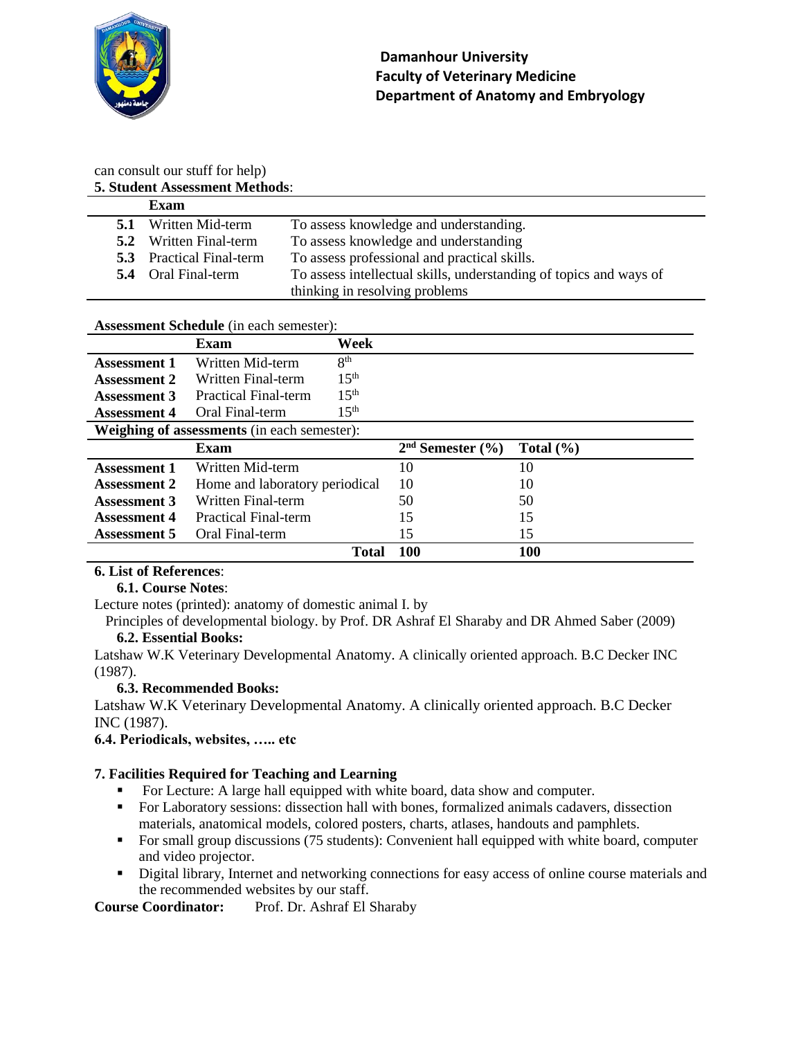can consult our stuff for help)

**5. Student Assessment Methods**:

| | Exam | |
|---|---|---|
| **5.1** | Written Mid-term | To assess knowledge and understanding. |
| **5.2** | Written Final-term | To assess knowledge and understanding |
| **5.3** | Practical Final-term | To assess professional and practical skills. |
| **5.4** | Oral Final-term | To assess intellectual skills, understanding of topics and ways of thinking in resolving problems |

**Assessment Schedule** (in each semester):

| | Exam | Week |
|---|---|---|
| **Assessment 1** | Written Mid-term | 8th |
| **Assessment 2** | Written Final-term | 15th |
| **Assessment 3** | Practical Final-term | 15th |
| **Assessment 4** | Oral Final-term | 15th |

**Weighing of assessments** (in each semester):

| | Exam | 2nd Semester (%) | Total (%) |
|---|---|---|---|
| **Assessment 1** | Written Mid-term | 10 | 10 |
| **Assessment 2** | Home and laboratory periodical | 10 | 10 |
| **Assessment 3** | Written Final-term | 50 | 50 |
| **Assessment 4** | Practical Final-term | 15 | 15 |
| **Assessment 5** | Oral Final-term | 15 | 15 |
| | **Total** | **100** | **100** |

**6. List of References**:

**6.1. Course Notes**:

Lecture notes (printed): anatomy of domestic animal I. by

Principles of developmental biology. by Prof. DR Ashraf El Sharaby and DR Ahmed Saber (2009)

**6.2. Essential Books:**

Latshaw W.K Veterinary Developmental Anatomy. A clinically oriented approach. B.C Decker INC (1987).

**6.3. Recommended Books:**

Latshaw W.K Veterinary Developmental Anatomy. A clinically oriented approach. B.C Decker INC (1987).

**6.4. Periodicals, websites, ….. etc**

**7. Facilities Required for Teaching and Learning**

- For Lecture: A large hall equipped with white board, data show and computer.
- For Laboratory sessions: dissection hall with bones, formalized animals cadavers, dissection materials, anatomical models, colored posters, charts, atlases, handouts and pamphlets.
- For small group discussions (75 students): Convenient hall equipped with white board, computer and video projector.
- Digital library, Internet and networking connections for easy access of online course materials and the recommended websites by our staff.

**Course Coordinator:** Prof. Dr. Ashraf El Sharaby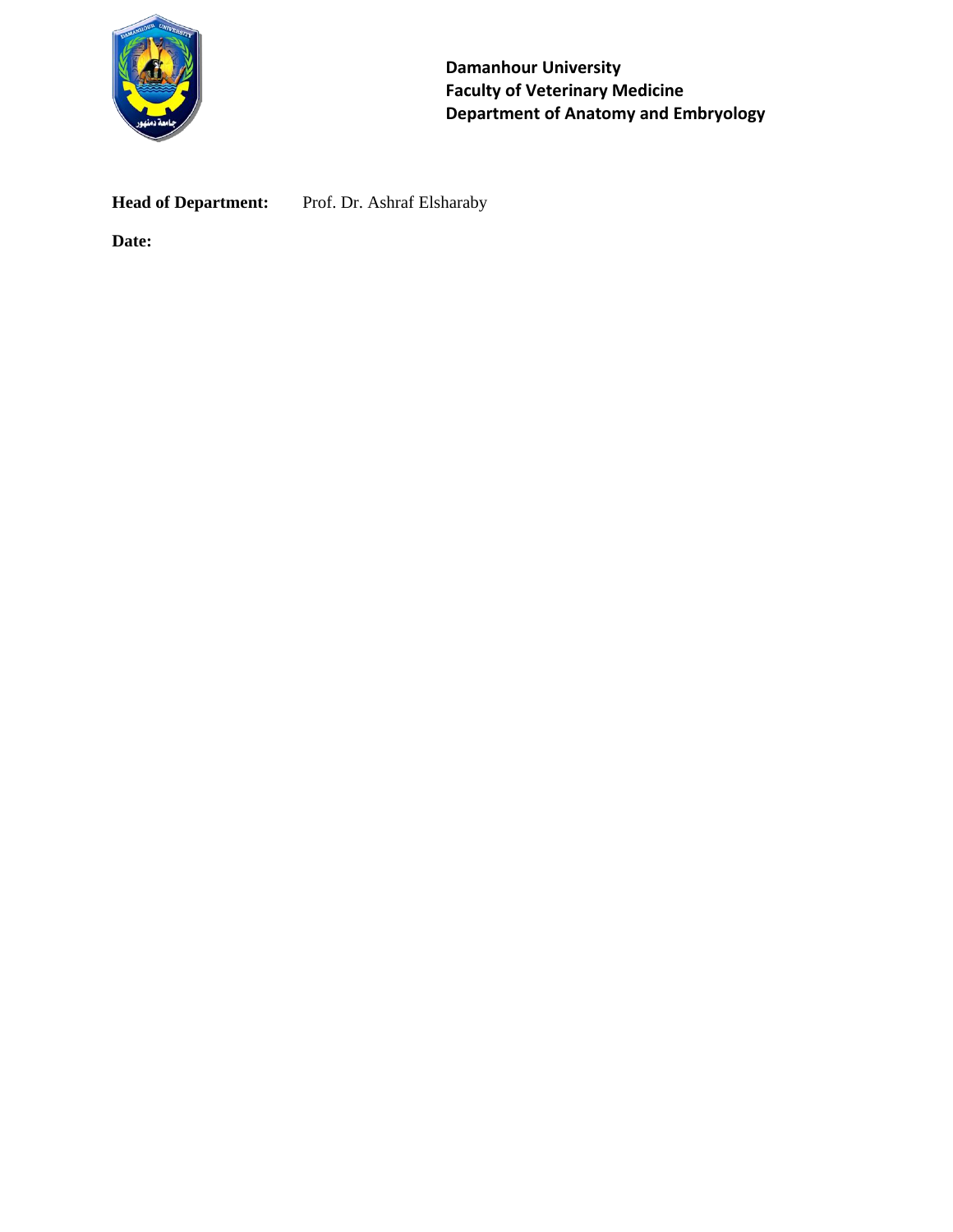**Damanhour University**
**Faculty of Veterinary Medicine**
**Department of Anatomy and Embryology**

**Head of Department:** Prof. Dr. Ashraf Elsharaby

**Date:**